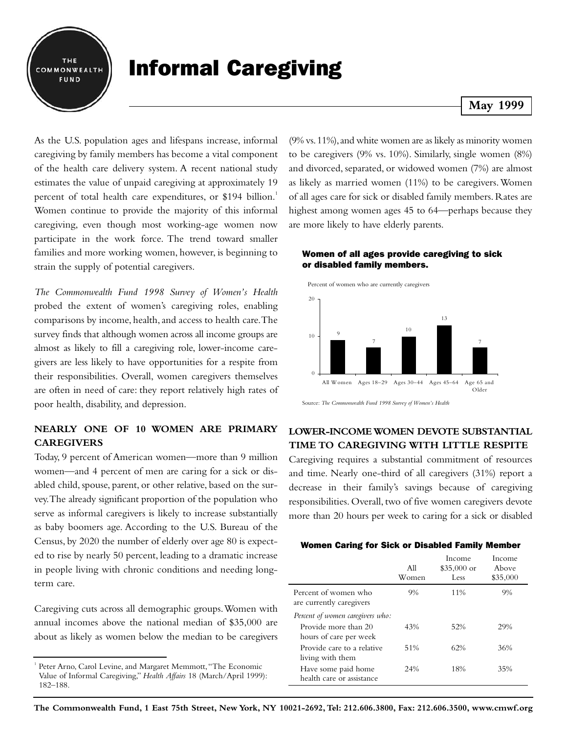# Informal Caregiving

**May 1999**

As the U.S. population ages and lifespans increase, informal caregiving by family members has become a vital component of the health care delivery system. A recent national study estimates the value of unpaid caregiving at approximately 19 percent of total health care expenditures, or $194 billion.[1] Women continue to provide the majority of this informal caregiving, even though most working-age women now participate in the work force. The trend toward smaller families and more working women, however, is beginning to strain the supply of potential caregivers.

*The Commonwealth Fund 1998 Survey of Women's Health* probed the extent of women's caregiving roles, enabling comparisons by income, health, and access to health care. The survey finds that although women across all income groups are almost as likely to fill a caregiving role, lower-income caregivers are less likely to have opportunities for a respite from their responsibilities. Overall, women caregivers themselves are often in need of care: they report relatively high rates of poor health, disability, and depression.

## NEARLY ONE OF 10 WOMEN ARE PRIMARY CAREGIVERS

Today, 9 percent of American women—more than 9 million women—and 4 percent of men are caring for a sick or disabled child, spouse, parent, or other relative, based on the survey. The already significant proportion of the population who serve as informal caregivers is likely to increase substantially as baby boomers age. According to the U.S. Bureau of the Census, by 2020 the number of elderly over age 80 is expected to rise by nearly 50 percent, leading to a dramatic increase in people living with chronic conditions and needing long-term care.

Caregiving cuts across all demographic groups. Women with annual incomes above the national median of $35,000 are about as likely as women below the median to be caregivers (9% vs. 11%), and white women are as likely as minority women to be caregivers (9% vs. 10%). Similarly, single women (8%) and divorced, separated, or widowed women (7%) are almost as likely as married women (11%) to be caregivers. Women of all ages care for sick or disabled family members. Rates are highest among women ages 45 to 64—perhaps because they are more likely to have elderly parents.

**Women of all ages provide caregiving to sick or disabled family members.**

Percent of women who are currently caregivers

| All Women | Ages 18–29 | Ages 30–44 | Ages 45–64 | Age 65 and Older |
|---|---|---|---|---|
| 9 | 7 | 10 | 13 | 7 |

Source: *The Commonwealth Fund 1998 Survey of Women's Health*

## LOWER-INCOME WOMEN DEVOTE SUBSTANTIAL TIME TO CAREGIVING WITH LITTLE RESPITE

Caregiving requires a substantial commitment of resources and time. Nearly one-third of all caregivers (31%) report a decrease in their family's savings because of caregiving responsibilities. Overall, two of five women caregivers devote more than 20 hours per week to caring for a sick or disabled

**Women Caring for Sick or Disabled Family Member**

| | All Women | Income $35,000 or Less | Income Above $35,000 |
|---|---|---|---|
| Percent of women who are currently caregivers | 9% | 11% | 9% |
| *Percent of women caregivers who:* | | | |
| Provide more than 20 hours of care per week | 43% | 52% | 29% |
| Provide care to a relative living with them | 51% | 62% | 36% |
| Have some paid home health care or assistance | 24% | 18% | 35% |

[1] Peter Arno, Carol Levine, and Margaret Memmott, "The Economic Value of Informal Caregiving," *Health Affairs* 18 (March/April 1999): 182–188.

**The Commonwealth Fund, 1 East 75th Street, New York, NY 10021-2692, Tel: 212.606.3800, Fax: 212.606.3500, www.cmwf.org**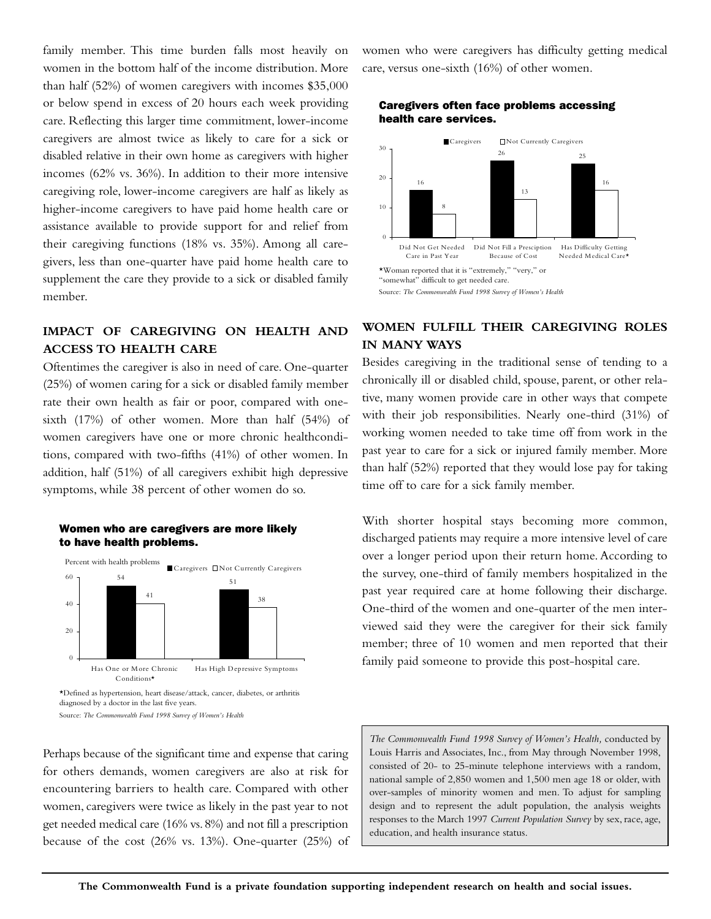family member. This time burden falls most heavily on women in the bottom half of the income distribution. More than half (52%) of women caregivers with incomes $35,000 or below spend in excess of 20 hours each week providing care. Reflecting this larger time commitment, lower-income caregivers are almost twice as likely to care for a sick or disabled relative in their own home as caregivers with higher incomes (62% vs. 36%). In addition to their more intensive caregiving role, lower-income caregivers are half as likely as higher-income caregivers to have paid home health care or assistance available to provide support for and relief from their caregiving functions (18% vs. 35%). Among all caregivers, less than one-quarter have paid home health care to supplement the care they provide to a sick or disabled family member.

## IMPACT OF CAREGIVING ON HEALTH AND ACCESS TO HEALTH CARE

Oftentimes the caregiver is also in need of care. One-quarter (25%) of women caring for a sick or disabled family member rate their own health as fair or poor, compared with one-sixth (17%) of other women. More than half (54%) of women caregivers have one or more chronic healthconditions, compared with two-fifths (41%) of other women. In addition, half (51%) of all caregivers exhibit high depressive symptoms, while 38 percent of other women do so.

**Women who are caregivers are more likely to have health problems.**

Percent with health problems

■ Caregivers □ Not Currently Caregivers

0
20
40
60

54
41
51
38

Has One or More Chronic Conditions*
Has High Depressive Symptoms

*Defined as hypertension, heart disease/attack, cancer, diabetes, or arthritis diagnosed by a doctor in the last five years.

Source: *The Commonwealth Fund 1998 Survey of Women's Health*

Perhaps because of the significant time and expense that caring for others demands, women caregivers are also at risk for encountering barriers to health care. Compared with other women, caregivers were twice as likely in the past year to not get needed medical care (16% vs. 8%) and not fill a prescription because of the cost (26% vs. 13%). One-quarter (25%) of women who were caregivers has difficulty getting medical care, versus one-sixth (16%) of other women.

**Caregivers often face problems accessing health care services.**

■ Caregivers □ Not Currently Caregivers

0
10
20
30

16
8
26
13
25
16

Did Not Get Needed Care in Past Year
Did Not Fill a Presciption Because of Cost
Has Difficulty Getting Needed Medical Care*

*Woman reported that it is "extremely," "very," or "somewhat" difficult to get needed care.

Source: *The Commonwealth Fund 1998 Survey of Women's Health*

## WOMEN FULFILL THEIR CAREGIVING ROLES IN MANY WAYS

Besides caregiving in the traditional sense of tending to a chronically ill or disabled child, spouse, parent, or other relative, many women provide care in other ways that compete with their job responsibilities. Nearly one-third (31%) of working women needed to take time off from work in the past year to care for a sick or injured family member. More than half (52%) reported that they would lose pay for taking time off to care for a sick family member.

With shorter hospital stays becoming more common, discharged patients may require a more intensive level of care over a longer period upon their return home. According to the survey, one-third of family members hospitalized in the past year required care at home following their discharge. One-third of the women and one-quarter of the men interviewed said they were the caregiver for their sick family member; three of 10 women and men reported that their family paid someone to provide this post-hospital care.

*The Commonwealth Fund 1998 Survey of Women's Health,* conducted by Louis Harris and Associates, Inc., from May through November 1998, consisted of 20- to 25-minute telephone interviews with a random, national sample of 2,850 women and 1,500 men age 18 or older, with over-samples of minority women and men. To adjust for sampling design and to represent the adult population, the analysis weights responses to the March 1997 *Current Population Survey* by sex, race, age, education, and health insurance status.

**The Commonwealth Fund is a private foundation supporting independent research on health and social issues.**